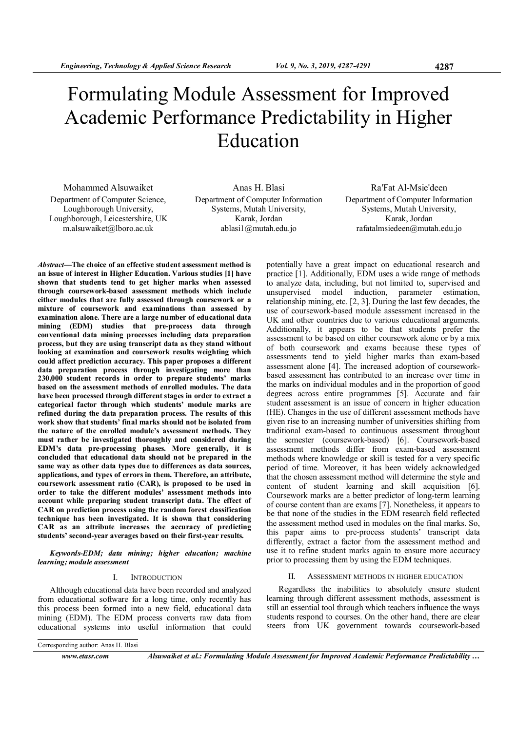# Formulating Module Assessment for Improved Academic Performance Predictability in Higher Education

Mohammed Alsuwaiket
Department of Computer Science,
Loughborough University,
Loughborough, Leicestershire, UK
m.alsuwaiket@lboro.ac.uk

Anas H. Blasi
Department of Computer Information Systems, Mutah University,
Karak, Jordan
ablasi1@mutah.edu.jo

Ra'Fat Al-Msie'deen
Department of Computer Information Systems, Mutah University,
Karak, Jordan
rafatalmsiedeen@mutah.edu.jo

***Abstract*—The choice of an effective student assessment method is an issue of interest in Higher Education. Various studies [1] have shown that students tend to get higher marks when assessed through coursework-based assessment methods which include either modules that are fully assessed through coursework or a mixture of coursework and examinations than assessed by examination alone. There are a large number of educational data mining (EDM) studies that pre-process data through conventional data mining processes including data preparation process, but they are using transcript data as they stand without looking at examination and coursework results weighting which could affect prediction accuracy. This paper proposes a different data preparation process through investigating more than 230,000 student records in order to prepare students' marks based on the assessment methods of enrolled modules. The data have been processed through different stages in order to extract a categorical factor through which students' module marks are refined during the data preparation process. The results of this work show that students' final marks should not be isolated from the nature of the enrolled module's assessment methods. They must rather be investigated thoroughly and considered during EDM's data pre-processing phases. More generally, it is concluded that educational data should not be prepared in the same way as other data types due to differences as data sources, applications, and types of errors in them. Therefore, an attribute, coursework assessment ratio (CAR), is proposed to be used in order to take the different modules' assessment methods into account while preparing student transcript data. The effect of CAR on prediction process using the random forest classification technique has been investigated. It is shown that considering CAR as an attribute increases the accuracy of predicting students' second-year averages based on their first-year results.**

***Keywords-EDM; data mining; higher education; machine learning; module assessment***

## I. Introduction

Although educational data have been recorded and analyzed from educational software for a long time, only recently has this process been formed into a new field, educational data mining (EDM). The EDM process converts raw data from educational systems into useful information that could potentially have a great impact on educational research and practice [1]. Additionally, EDM uses a wide range of methods to analyze data, including, but not limited to, supervised and unsupervised model induction, parameter estimation, relationship mining, etc. [2, 3]. During the last few decades, the use of coursework-based module assessment increased in the UK and other countries due to various educational arguments. Additionally, it appears to be that students prefer the assessment to be based on either coursework alone or by a mix of both coursework and exams because these types of assessments tend to yield higher marks than exam-based assessment alone [4]. The increased adoption of coursework-based assessment has contributed to an increase over time in the marks on individual modules and in the proportion of good degrees across entire programmes [5]. Accurate and fair student assessment is an issue of concern in higher education (HE). Changes in the use of different assessment methods have given rise to an increasing number of universities shifting from traditional exam-based to continuous assessment throughout the semester (coursework-based) [6]. Coursework-based assessment methods differ from exam-based assessment methods where knowledge or skill is tested for a very specific period of time. Moreover, it has been widely acknowledged that the chosen assessment method will determine the style and content of student learning and skill acquisition [6]. Coursework marks are a better predictor of long-term learning of course content than are exams [7]. Nonetheless, it appears to be that none of the studies in the EDM research field reflected the assessment method used in modules on the final marks. So, this paper aims to pre-process students' transcript data differently, extract a factor from the assessment method and use it to refine student marks again to ensure more accuracy prior to processing them by using the EDM techniques.

## II. Assessment Methods in Higher Education

Regardless the inabilities to absolutely ensure student learning through different assessment methods, assessment is still an essential tool through which teachers influence the ways students respond to courses. On the other hand, there are clear steers from UK government towards coursework-based

Corresponding author: Anas H. Blasi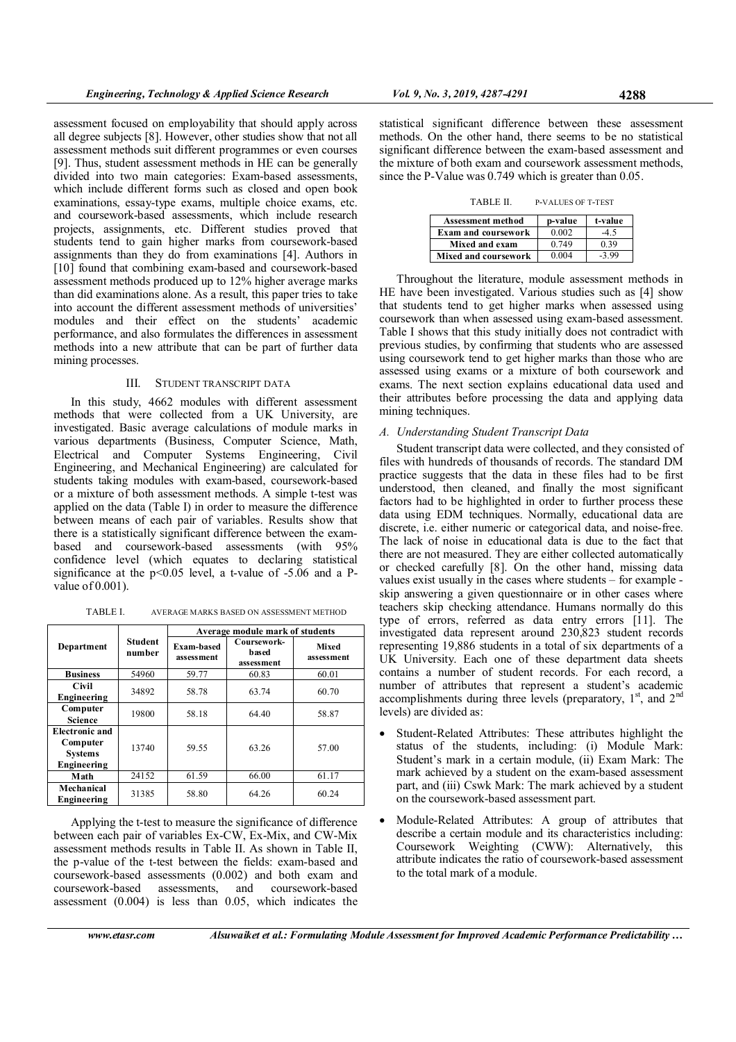assessment focused on employability that should apply across all degree subjects [8]. However, other studies show that not all assessment methods suit different programmes or even courses [9]. Thus, student assessment methods in HE can be generally divided into two main categories: Exam-based assessments, which include different forms such as closed and open book examinations, essay-type exams, multiple choice exams, etc. and coursework-based assessments, which include research projects, assignments, etc. Different studies proved that students tend to gain higher marks from coursework-based assignments than they do from examinations [4]. Authors in [10] found that combining exam-based and coursework-based assessment methods produced up to 12% higher average marks than did examinations alone. As a result, this paper tries to take into account the different assessment methods of universities' modules and their effect on the students' academic performance, and also formulates the differences in assessment methods into a new attribute that can be part of further data mining processes.

## III. Student Transcript Data

In this study, 4662 modules with different assessment methods that were collected from a UK University, are investigated. Basic average calculations of module marks in various departments (Business, Computer Science, Math, Electrical and Computer Systems Engineering, Civil Engineering, and Mechanical Engineering) are calculated for students taking modules with exam-based, coursework-based or a mixture of both assessment methods. A simple t-test was applied on the data (Table I) in order to measure the difference between means of each pair of variables. Results show that there is a statistically significant difference between the exam-based and coursework-based assessments (with 95% confidence level (which equates to declaring statistical significance at the $p<0.05$ level, a t-value of -5.06 and a P-value of 0.001).

TABLE I. AVERAGE MARKS BASED ON ASSESSMENT METHOD

| Department | Student number | Average module mark of students | | |
|---|---|---|---|---|
| | | Exam-based assessment | Coursework-based assessment | Mixed assessment |
| Business | 54960 | 59.77 | 60.83 | 60.01 |
| Civil Engineering | 34892 | 58.78 | 63.74 | 60.70 |
| Computer Science | 19800 | 58.18 | 64.40 | 58.87 |
| Electronic and Computer Systems Engineering | 13740 | 59.55 | 63.26 | 57.00 |
| Math | 24152 | 61.59 | 66.00 | 61.17 |
| Mechanical Engineering | 31385 | 58.80 | 64.26 | 60.24 |

Applying the t-test to measure the significance of difference between each pair of variables Ex-CW, Ex-Mix, and CW-Mix assessment methods results in Table II. As shown in Table II, the p-value of the t-test between the fields: exam-based and coursework-based assessments (0.002) and both exam and coursework-based assessments, and coursework-based assessment (0.004) is less than 0.05, which indicates the statistical significant difference between these assessment methods. On the other hand, there seems to be no statistical significant difference between the exam-based assessment and the mixture of both exam and coursework assessment methods, since the P-Value was 0.749 which is greater than 0.05.

TABLE II. P-VALUES OF T-TEST

| Assessment method | p-value | t-value |
|---|---|---|
| Exam and coursework | 0.002 | -4.5 |
| Mixed and exam | 0.749 | 0.39 |
| Mixed and coursework | 0.004 | -3.99 |

Throughout the literature, module assessment methods in HE have been investigated. Various studies such as [4] show that students tend to get higher marks when assessed using coursework than when assessed using exam-based assessment. Table I shows that this study initially does not contradict with previous studies, by confirming that students who are assessed using coursework tend to get higher marks than those who are assessed using exams or a mixture of both coursework and exams. The next section explains educational data used and their attributes before processing the data and applying data mining techniques.

### A. Understanding Student Transcript Data

Student transcript data were collected, and they consisted of files with hundreds of thousands of records. The standard DM practice suggests that the data in these files had to be first understood, then cleaned, and finally the most significant factors had to be highlighted in order to further process these data using EDM techniques. Normally, educational data are discrete, i.e. either numeric or categorical data, and noise-free. The lack of noise in educational data is due to the fact that there are not measured. They are either collected automatically or checked carefully [8]. On the other hand, missing data values exist usually in the cases where students – for example - skip answering a given questionnaire or in other cases where teachers skip checking attendance. Humans normally do this type of errors, referred as data entry errors [11]. The investigated data represent around 230,823 student records representing 19,886 students in a total of six departments of a UK University. Each one of these department data sheets contains a number of student records. For each record, a number of attributes that represent a student's academic accomplishments during three levels (preparatory, 1st, and 2nd levels) are divided as:

- Student-Related Attributes: These attributes highlight the status of the students, including: (i) Module Mark: Student's mark in a certain module, (ii) Exam Mark: The mark achieved by a student on the exam-based assessment part, and (iii) Cswk Mark: The mark achieved by a student on the coursework-based assessment part.
- Module-Related Attributes: A group of attributes that describe a certain module and its characteristics including: Coursework Weighting (CWW): Alternatively, this attribute indicates the ratio of coursework-based assessment to the total mark of a module.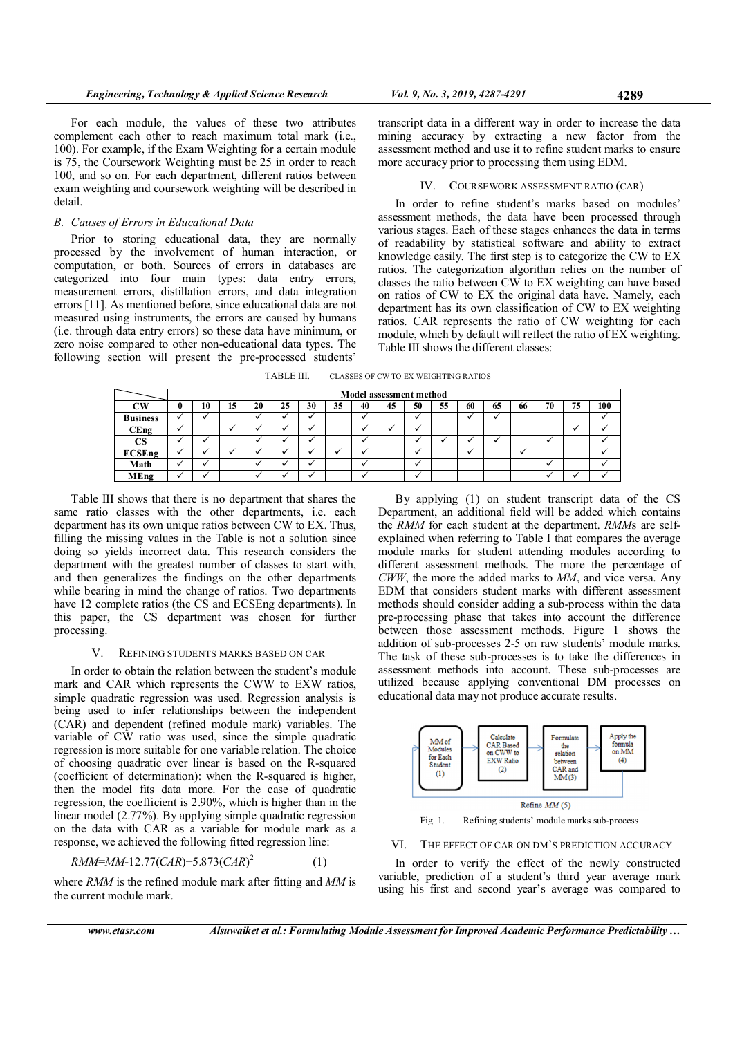For each module, the values of these two attributes complement each other to reach maximum total mark (i.e., 100). For example, if the Exam Weighting for a certain module is 75, the Coursework Weighting must be 25 in order to reach 100, and so on. For each department, different ratios between exam weighting and coursework weighting will be described in detail.

### B. Causes of Errors in Educational Data

Prior to storing educational data, they are normally processed by the involvement of human interaction, or computation, or both. Sources of errors in databases are categorized into four main types: data entry errors, measurement errors, distillation errors, and data integration errors [11]. As mentioned before, since educational data are not measured using instruments, the errors are caused by humans (i.e. through data entry errors) so these data have minimum, or zero noise compared to other non-educational data types. The following section will present the pre-processed students' transcript data in a different way in order to increase the data mining accuracy by extracting a new factor from the assessment method and use it to refine student marks to ensure more accuracy prior to processing them using EDM.

## IV. Coursework Assessment Ratio (CAR)

In order to refine student's marks based on modules' assessment methods, the data have been processed through various stages. Each of these stages enhances the data in terms of readability by statistical software and ability to extract knowledge easily. The first step is to categorize the CW to EX ratios. The categorization algorithm relies on the number of classes the ratio between CW to EX weighting can have based on ratios of CW to EX the original data have. Namely, each department has its own classification of CW to EX weighting ratios. CAR represents the ratio of CW weighting for each module, which by default will reflect the ratio of EX weighting. Table III shows the different classes:

TABLE III. CLASSES OF CW TO EX WEIGHTING RATIOS

| | Model assessment method | | | | | | | | | | | | | | | | |
|---|---|---|---|---|---|---|---|---|---|---|---|---|---|---|---|---|---|
| **CW** | **0** | **10** | **15** | **20** | **25** | **30** | **35** | **40** | **45** | **50** | **55** | **60** | **65** | **66** | **70** | **75** | **100** |
| **Business** | ✓ | ✓ | | ✓ | ✓ | ✓ | | ✓ | | ✓ | | ✓ | ✓ | | | | ✓ |
| **CEng** | ✓ | | ✓ | ✓ | ✓ | ✓ | | ✓ | ✓ | ✓ | | | | | | ✓ | ✓ |
| **CS** | ✓ | ✓ | | ✓ | ✓ | ✓ | | ✓ | | ✓ | ✓ | ✓ | ✓ | | ✓ | | ✓ |
| **ECSEng** | ✓ | ✓ | ✓ | ✓ | ✓ | ✓ | ✓ | ✓ | | ✓ | | ✓ | | ✓ | | | ✓ |
| **Math** | ✓ | ✓ | | ✓ | ✓ | ✓ | | ✓ | | ✓ | | | | | ✓ | | ✓ |
| **MEng** | ✓ | ✓ | | ✓ | ✓ | ✓ | | ✓ | | ✓ | | | | | ✓ | ✓ | ✓ |

Table III shows that there is no department that shares the same ratio classes with the other departments, i.e. each department has its own unique ratios between CW to EX. Thus, filling the missing values in the Table is not a solution since doing so yields incorrect data. This research considers the department with the greatest number of classes to start with, and then generalizes the findings on the other departments while bearing in mind the change of ratios. Two departments have 12 complete ratios (the CS and ECSEng departments). In this paper, the CS department was chosen for further processing.

## V. Refining Students Marks Based on CAR

In order to obtain the relation between the student's module mark and CAR which represents the CWW to EXW ratios, simple quadratic regression was used. Regression analysis is being used to infer relationships between the independent (CAR) and dependent (refined module mark) variables. The variable of CW ratio was used, since the simple quadratic regression is more suitable for one variable relation. The choice of choosing quadratic over linear is based on the R-squared (coefficient of determination): when the R-squared is higher, then the model fits data more. For the case of quadratic regression, the coefficient is 2.90%, which is higher than in the linear model (2.77%). By applying simple quadratic regression on the data with CAR as a variable for module mark as a response, we achieved the following fitted regression line:

$$RMM = MM - 12.77(CAR) + 5.873(CAR)^2 \qquad (1)$$

where *RMM* is the refined module mark after fitting and *MM* is the current module mark.

By applying (1) on student transcript data of the CS Department, an additional field will be added which contains the *RMM* for each student at the department. *RMM*s are self-explained when referring to Table I that compares the average module marks for student attending modules according to different assessment methods. The more the percentage of *CWW*, the more the added marks to *MM*, and vice versa. Any EDM that considers student marks with different assessment methods should consider adding a sub-process within the data pre-processing phase that takes into account the difference between those assessment methods. Figure 1 shows the addition of sub-processes 2-5 on raw students' module marks. The task of these sub-processes is to take the differences in assessment methods into account. These sub-processes are utilized because applying conventional DM processes on educational data may not produce accurate results.

Fig. 1. Refining students' module marks sub-process

## VI. The Effect of CAR on DM's Prediction Accuracy

In order to verify the effect of the newly constructed variable, prediction of a student's third year average mark using his first and second year's average was compared to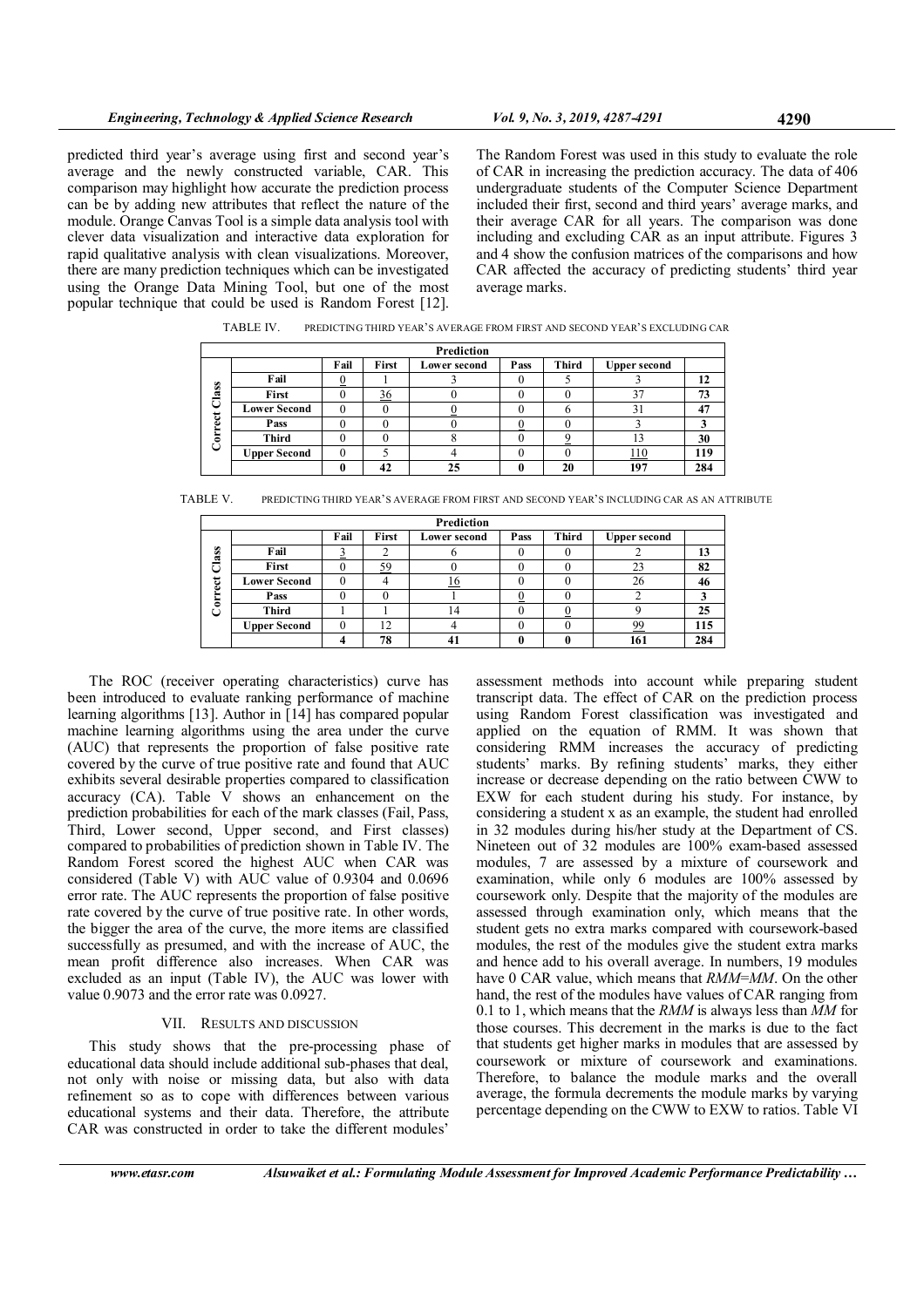predicted third year's average using first and second year's average and the newly constructed variable, CAR. This comparison may highlight how accurate the prediction process can be by adding new attributes that reflect the nature of the module. Orange Canvas Tool is a simple data analysis tool with clever data visualization and interactive data exploration for rapid qualitative analysis with clean visualizations. Moreover, there are many prediction techniques which can be investigated using the Orange Data Mining Tool, but one of the most popular technique that could be used is Random Forest [12].

The Random Forest was used in this study to evaluate the role of CAR in increasing the prediction accuracy. The data of 406 undergraduate students of the Computer Science Department included their first, second and third years' average marks, and their average CAR for all years. The comparison was done including and excluding CAR as an input attribute. Figures 3 and 4 show the confusion matrices of the comparisons and how CAR affected the accuracy of predicting students' third year average marks.

TABLE IV. PREDICTING THIRD YEAR'S AVERAGE FROM FIRST AND SECOND YEAR'S EXCLUDING CAR

| | | Prediction | | | | | | |
|---|---|---|---|---|---|---|---|---|
| | | Fail | First | Lower second | Pass | Third | Upper second | |
| Correct Class | Fail | 0 | 1 | 3 | 0 | 5 | 3 | **12** |
| | First | 0 | 36 | 0 | 0 | 0 | 37 | **73** |
| | Lower Second | 0 | 0 | 0 | 0 | 6 | 31 | **47** |
| | Pass | 0 | 0 | 0 | 0 | 0 | 3 | **3** |
| | Third | 0 | 0 | 8 | 0 | 9 | 13 | **30** |
| | Upper Second | 0 | 5 | 4 | 0 | 0 | 110 | **119** |
| | | **0** | **42** | **25** | **0** | **20** | **197** | **284** |

TABLE V. PREDICTING THIRD YEAR'S AVERAGE FROM FIRST AND SECOND YEAR'S INCLUDING CAR AS AN ATTRIBUTE

| | | Prediction | | | | | | |
|---|---|---|---|---|---|---|---|---|
| | | Fail | First | Lower second | Pass | Third | Upper second | |
| Correct Class | Fail | 3 | 2 | 6 | 0 | 0 | 2 | **13** |
| | First | 0 | 59 | 0 | 0 | 0 | 23 | **82** |
| | Lower Second | 0 | 4 | 16 | 0 | 0 | 26 | **46** |
| | Pass | 0 | 0 | 1 | 0 | 0 | 2 | **3** |
| | Third | 1 | 1 | 14 | 0 | 0 | 9 | **25** |
| | Upper Second | 0 | 12 | 4 | 0 | 0 | 99 | **115** |
| | | **4** | **78** | **41** | **0** | **0** | **161** | **284** |

The ROC (receiver operating characteristics) curve has been introduced to evaluate ranking performance of machine learning algorithms [13]. Author in [14] has compared popular machine learning algorithms using the area under the curve (AUC) that represents the proportion of false positive rate covered by the curve of true positive rate and found that AUC exhibits several desirable properties compared to classification accuracy (CA). Table V shows an enhancement on the prediction probabilities for each of the mark classes (Fail, Pass, Third, Lower second, Upper second, and First classes) compared to probabilities of prediction shown in Table IV. The Random Forest scored the highest AUC when CAR was considered (Table V) with AUC value of 0.9304 and 0.0696 error rate. The AUC represents the proportion of false positive rate covered by the curve of true positive rate. In other words, the bigger the area of the curve, the more items are classified successfully as presumed, and with the increase of AUC, the mean profit difference also increases. When CAR was excluded as an input (Table IV), the AUC was lower with value 0.9073 and the error rate was 0.0927.

## VII. RESULTS AND DISCUSSION

This study shows that the pre-processing phase of educational data should include additional sub-phases that deal, not only with noise or missing data, but also with data refinement so as to cope with differences between various educational systems and their data. Therefore, the attribute CAR was constructed in order to take the different modules' assessment methods into account while preparing student transcript data. The effect of CAR on the prediction process using Random Forest classification was investigated and applied on the equation of RMM. It was shown that considering RMM increases the accuracy of predicting students' marks. By refining students' marks, they either increase or decrease depending on the ratio between CWW to EXW for each student during his study. For instance, by considering a student x as an example, the student had enrolled in 32 modules during his/her study at the Department of CS. Nineteen out of 32 modules are 100% exam-based assessed modules, 7 are assessed by a mixture of coursework and examination, while only 6 modules are 100% assessed by coursework only. Despite that the majority of the modules are assessed through examination only, which means that the student gets no extra marks compared with coursework-based modules, the rest of the modules give the student extra marks and hence add to his overall average. In numbers, 19 modules have 0 CAR value, which means that *RMM*=*MM*. On the other hand, the rest of the modules have values of CAR ranging from 0.1 to 1, which means that the *RMM* is always less than *MM* for those courses. This decrement in the marks is due to the fact that students get higher marks in modules that are assessed by coursework or mixture of coursework and examinations. Therefore, to balance the module marks and the overall average, the formula decrements the module marks by varying percentage depending on the CWW to EXW to ratios. Table VI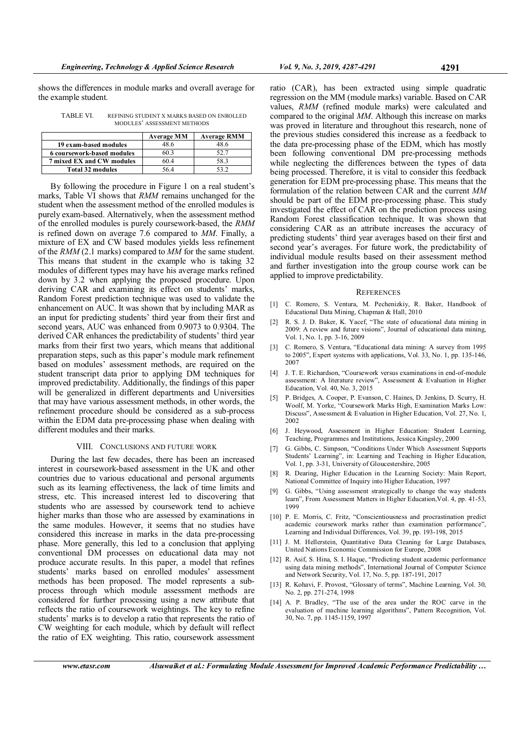shows the differences in module marks and overall average for the example student.

TABLE VI. REFINING STUDENT X MARKS BASED ON ENROLLED MODULES' ASSESSMENT METHODS

| | Average MM | Average RMM |
|---|---|---|
| **19 exam-based modules** | 48.6 | 48.6 |
| **6 coursework-based modules** | 60.3 | 52.7 |
| **7 mixed EX and CW modules** | 60.4 | 58.3 |
| **Total 32 modules** | 56.4 | 53.2 |

By following the procedure in Figure 1 on a real student's marks, Table VI shows that *RMM* remains unchanged for the student when the assessment method of the enrolled modules is purely exam-based. Alternatively, when the assessment method of the enrolled modules is purely coursework-based, the *RMM* is refined down on average 7.6 compared to *MM*. Finally, a mixture of EX and CW based modules yields less refinement of the *RMM* (2.1 marks) compared to *MM* for the same student. This means that student in the example who is taking 32 modules of different types may have his average marks refined down by 3.2 when applying the proposed procedure. Upon deriving CAR and examining its effect on students' marks, Random Forest prediction technique was used to validate the enhancement on AUC. It was shown that by including MAR as an input for predicting students' third year from their first and second years, AUC was enhanced from 0.9073 to 0.9304. The derived CAR enhances the predictability of students' third year marks from their first two years, which means that additional preparation steps, such as this paper's module mark refinement based on modules' assessment methods, are required on the student transcript data prior to applying DM techniques for improved predictability. Additionally, the findings of this paper will be generalized in different departments and Universities that may have various assessment methods, in other words, the refinement procedure should be considered as a sub-process within the EDM data pre-processing phase when dealing with different modules and their marks.

## VIII. CONCLUSIONS AND FUTURE WORK

During the last few decades, there has been an increased interest in coursework-based assessment in the UK and other countries due to various educational and personal arguments such as its learning effectiveness, the lack of time limits and stress, etc. This increased interest led to discovering that students who are assessed by coursework tend to achieve higher marks than those who are assessed by examinations in the same modules. However, it seems that no studies have considered this increase in marks in the data pre-processing phase. More generally, this led to a conclusion that applying conventional DM processes on educational data may not produce accurate results. In this paper, a model that refines students' marks based on enrolled modules' assessment methods has been proposed. The model represents a sub-process through which module assessment methods are considered for further processing using a new attribute that reflects the ratio of coursework weightings. The key to refine students' marks is to develop a ratio that represents the ratio of CW weighting for each module, which by default will reflect the ratio of EX weighting. This ratio, coursework assessment ratio (CAR), has been extracted using simple quadratic regression on the MM (module marks) variable. Based on CAR values, *RMM* (refined module marks) were calculated and compared to the original *MM*. Although this increase on marks was proved in literature and throughout this research, none of the previous studies considered this increase as a feedback to the data pre-processing phase of the EDM, which has mostly been following conventional DM pre-processing methods while neglecting the differences between the types of data being processed. Therefore, it is vital to consider this feedback generation for EDM pre-processing phase. This means that the formulation of the relation between CAR and the current *MM* should be part of the EDM pre-processing phase. This study investigated the effect of CAR on the prediction process using Random Forest classification technique. It was shown that considering CAR as an attribute increases the accuracy of predicting students' third year averages based on their first and second year's averages. For future work, the predictability of individual module results based on their assessment method and further investigation into the group course work can be applied to improve predictability.

## REFERENCES

[1] C. Romero, S. Ventura, M. Pechenizkiy, R. Baker, Handbook of Educational Data Mining, Chapman & Hall, 2010

[2] R. S. J. D. Baker, K. Yacef, "The state of educational data mining in 2009: A review and future visions", Journal of educational data mining, Vol. 1, No. 1, pp. 3-16, 2009

[3] C. Romero, S. Ventura, "Educational data mining: A survey from 1995 to 2005", Expert systems with applications, Vol. 33, No. 1, pp. 135-146, 2007

[4] J. T. E. Richardson, "Coursework versus examinations in end-of-module assessment: A literature review", Assessment & Evaluation in Higher Education, Vol. 40, No. 3, 2015

[5] P. Bridges, A. Cooper, P. Evanson, C. Haines, D. Jenkins, D. Scurry, H. Woolf, M. Yorke, "Coursework Marks High, Examination Marks Low: Discuss", Assessment & Evaluation in Higher Education, Vol. 27, No. 1, 2002

[6] J. Heywood, Assessment in Higher Education: Student Learning, Teaching, Programmes and Institutions, Jessica Kingsley, 2000

[7] G. Gibbs, C. Simpson, "Conditions Under Which Assessment Supports Students' Learning", in: Learning and Teaching in Higher Education, Vol. 1, pp. 3-31, University of Gloucestershire, 2005

[8] R. Dearing, Higher Education in the Learning Society: Main Report, National Committee of Inquiry into Higher Education, 1997

[9] G. Gibbs, "Using assessment strategically to change the way students learn", From Assessment Matters in Higher Education,Vol. 4, pp. 41-53, 1999

[10] P. E. Morris, C. Fritz, "Conscientiousness and procrastination predict academic coursework marks rather than examination performance", Learning and Individual Differences, Vol. 39, pp. 193-198, 2015

[11] J. M. Hellerstein, Quantitative Data Cleaning for Large Databases, United Nations Economic Commission for Europe, 2008

[12] R. Asif, S. Hina, S. I. Haque, "Predicting student academic performance using data mining methods", International Journal of Computer Science and Network Security, Vol. 17, No. 5, pp. 187-191, 2017

[13] R. Kohavi, F. Provost, "Glossary of terms", Machine Learning, Vol. 30, No. 2, pp. 271-274, 1998

[14] A. P. Bradley, "The use of the area under the ROC carve in the evaluation of machine learning algorithms", Pattern Recognition, Vol. 30, No. 7, pp. 1145-1159, 1997